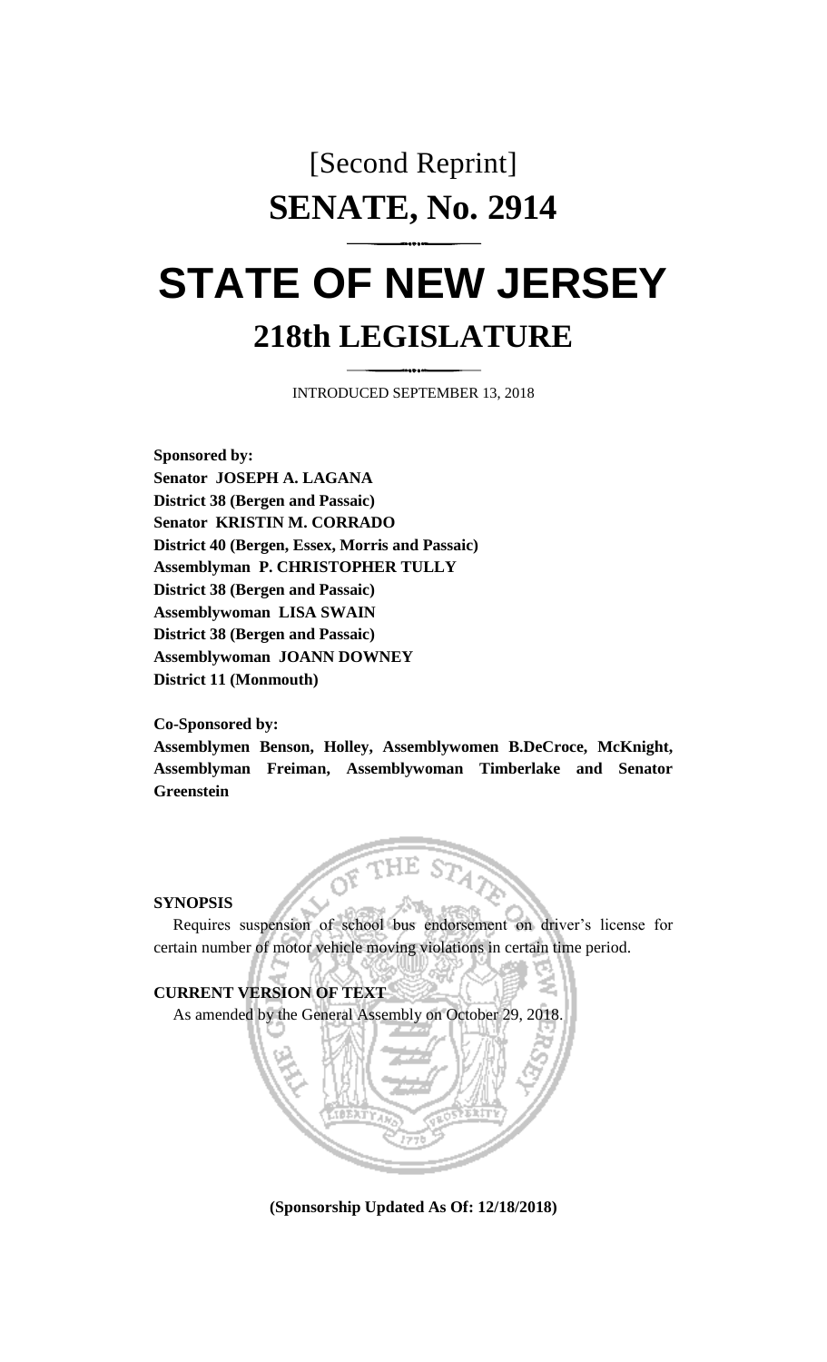[Second Reprint]

# SENATE, No. 2914

# STATE OF NEW JERSEY

## 218th LEGISLATURE

INTRODUCED SEPTEMBER 13, 2018

**Sponsored by:**
**Senator JOSEPH A. LAGANA**
**District 38 (Bergen and Passaic)**
**Senator KRISTIN M. CORRADO**
**District 40 (Bergen, Essex, Morris and Passaic)**
**Assemblyman P. CHRISTOPHER TULLY**
**District 38 (Bergen and Passaic)**
**Assemblywoman LISA SWAIN**
**District 38 (Bergen and Passaic)**
**Assemblywoman JOANN DOWNEY**
**District 11 (Monmouth)**

**Co-Sponsored by:**
**Assemblymen Benson, Holley, Assemblywomen B.DeCroce, McKnight, Assemblyman Freiman, Assemblywoman Timberlake and Senator Greenstein**

**SYNOPSIS**

Requires suspension of school bus endorsement on driver's license for certain number of motor vehicle moving violations in certain time period.

**CURRENT VERSION OF TEXT**

As amended by the General Assembly on October 29, 2018.

**(Sponsorship Updated As Of: 12/18/2018)**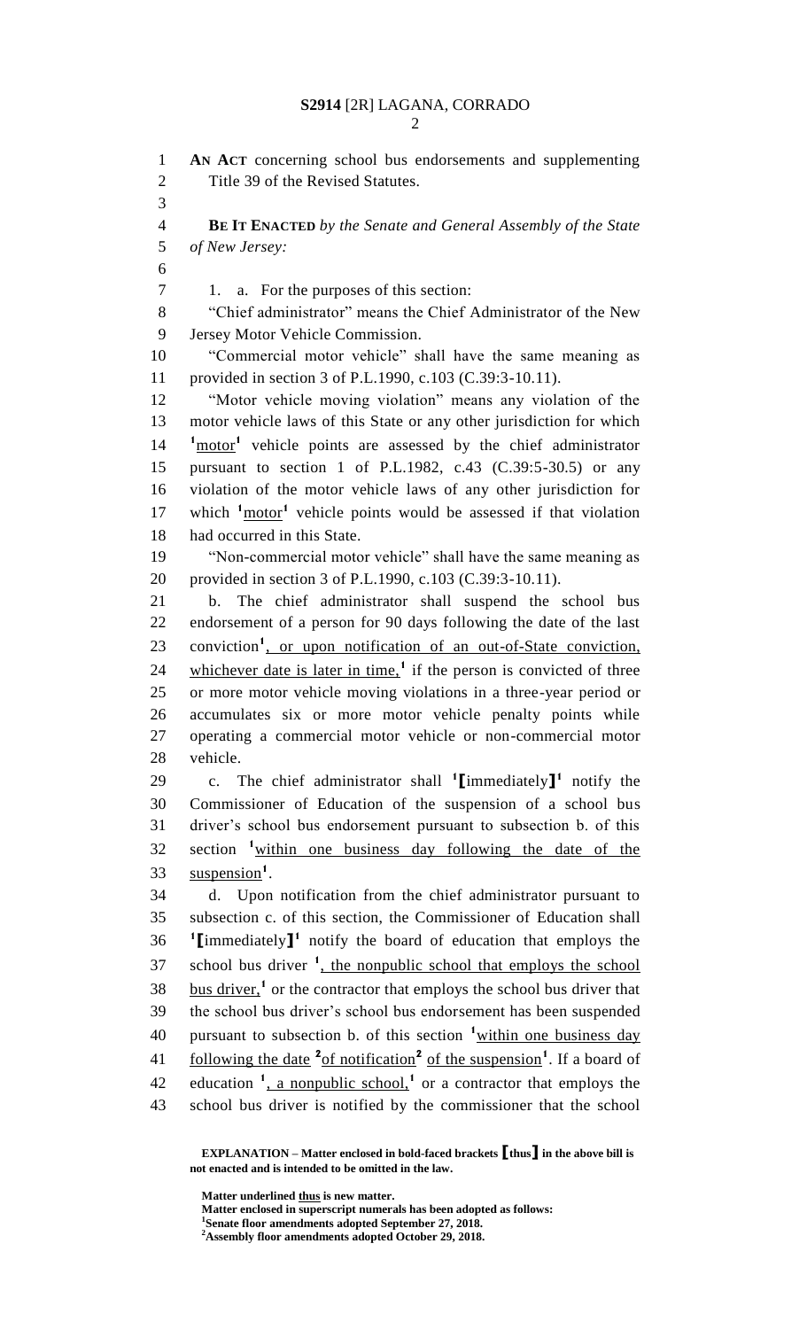AN ACT concerning school bus endorsements and supplementing Title 39 of the Revised Statutes.

**BE IT ENACTED** *by the Senate and General Assembly of the State of New Jersey:*

1. a. For the purposes of this section:

"Chief administrator" means the Chief Administrator of the New Jersey Motor Vehicle Commission.

"Commercial motor vehicle" shall have the same meaning as provided in section 3 of P.L.1990, c.103 (C.39:3-10.11).

"Motor vehicle moving violation" means any violation of the motor vehicle laws of this State or any other jurisdiction for which [1]motor[1] vehicle points are assessed by the chief administrator pursuant to section 1 of P.L.1982, c.43 (C.39:5-30.5) or any violation of the motor vehicle laws of any other jurisdiction for which [1]motor[1] vehicle points would be assessed if that violation had occurred in this State.

"Non-commercial motor vehicle" shall have the same meaning as provided in section 3 of P.L.1990, c.103 (C.39:3-10.11).

b. The chief administrator shall suspend the school bus endorsement of a person for 90 days following the date of the last conviction[1], or upon notification of an out-of-State conviction, whichever date is later in time,[1] if the person is convicted of three or more motor vehicle moving violations in a three-year period or accumulates six or more motor vehicle penalty points while operating a commercial motor vehicle or non-commercial motor vehicle.

c. The chief administrator shall [1]**[**immediately**]**[1] notify the Commissioner of Education of the suspension of a school bus driver's school bus endorsement pursuant to subsection b. of this section [1]within one business day following the date of the suspension[1].

d. Upon notification from the chief administrator pursuant to subsection c. of this section, the Commissioner of Education shall [1]**[**immediately**]**[1] notify the board of education that employs the school bus driver [1], the nonpublic school that employs the school bus driver,[1] or the contractor that employs the school bus driver that the school bus driver's school bus endorsement has been suspended pursuant to subsection b. of this section [1]within one business day following the date [2]of notification[2] of the suspension[1]. If a board of education [1], a nonpublic school,[1] or a contractor that employs the school bus driver is notified by the commissioner that the school

**EXPLANATION – Matter enclosed in bold-faced brackets [thus] in the above bill is not enacted and is intended to be omitted in the law.**

**Matter underlined thus is new matter.**
**Matter enclosed in superscript numerals has been adopted as follows:**
**[1]Senate floor amendments adopted September 27, 2018.**
**[2]Assembly floor amendments adopted October 29, 2018.**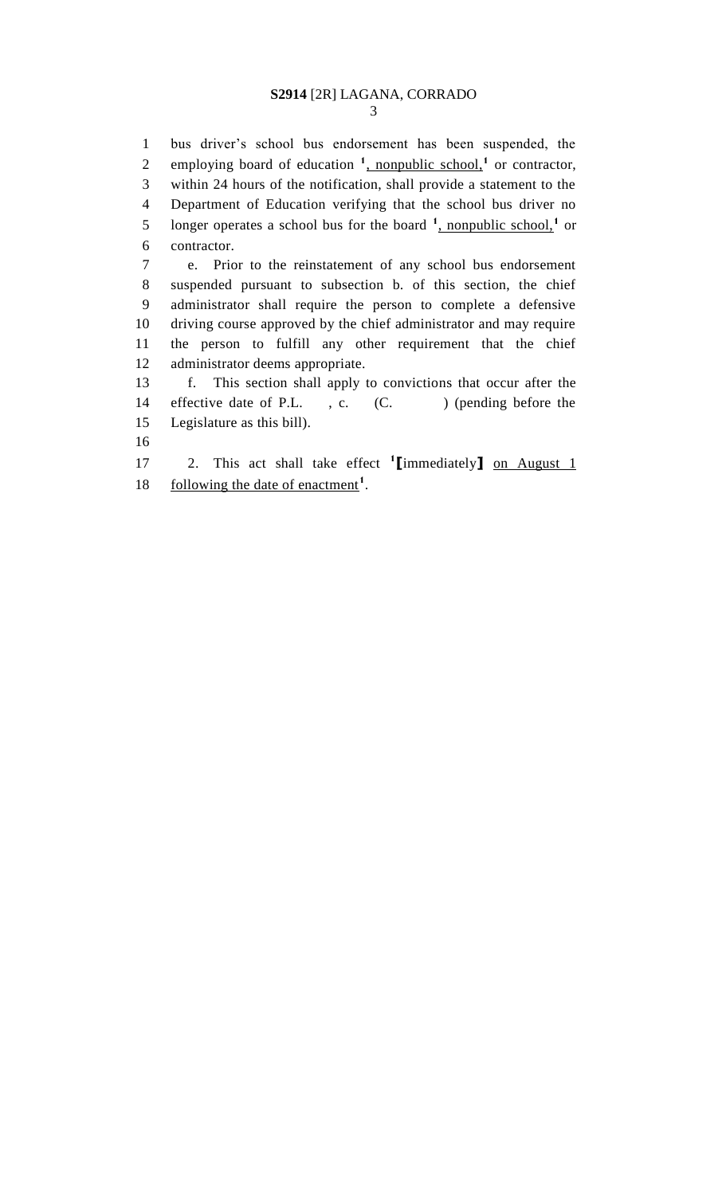bus driver's school bus endorsement has been suspended, the employing board of education [1], nonpublic school,[1] or contractor, within 24 hours of the notification, shall provide a statement to the Department of Education verifying that the school bus driver no longer operates a school bus for the board [1], nonpublic school,[1] or contractor.

e. Prior to the reinstatement of any school bus endorsement suspended pursuant to subsection b. of this section, the chief administrator shall require the person to complete a defensive driving course approved by the chief administrator and may require the person to fulfill any other requirement that the chief administrator deems appropriate.

f. This section shall apply to convictions that occur after the effective date of P.L. , c. (C. ) (pending before the Legislature as this bill).

2. This act shall take effect [1]⟦immediately⟧ on August 1 following the date of enactment[1].